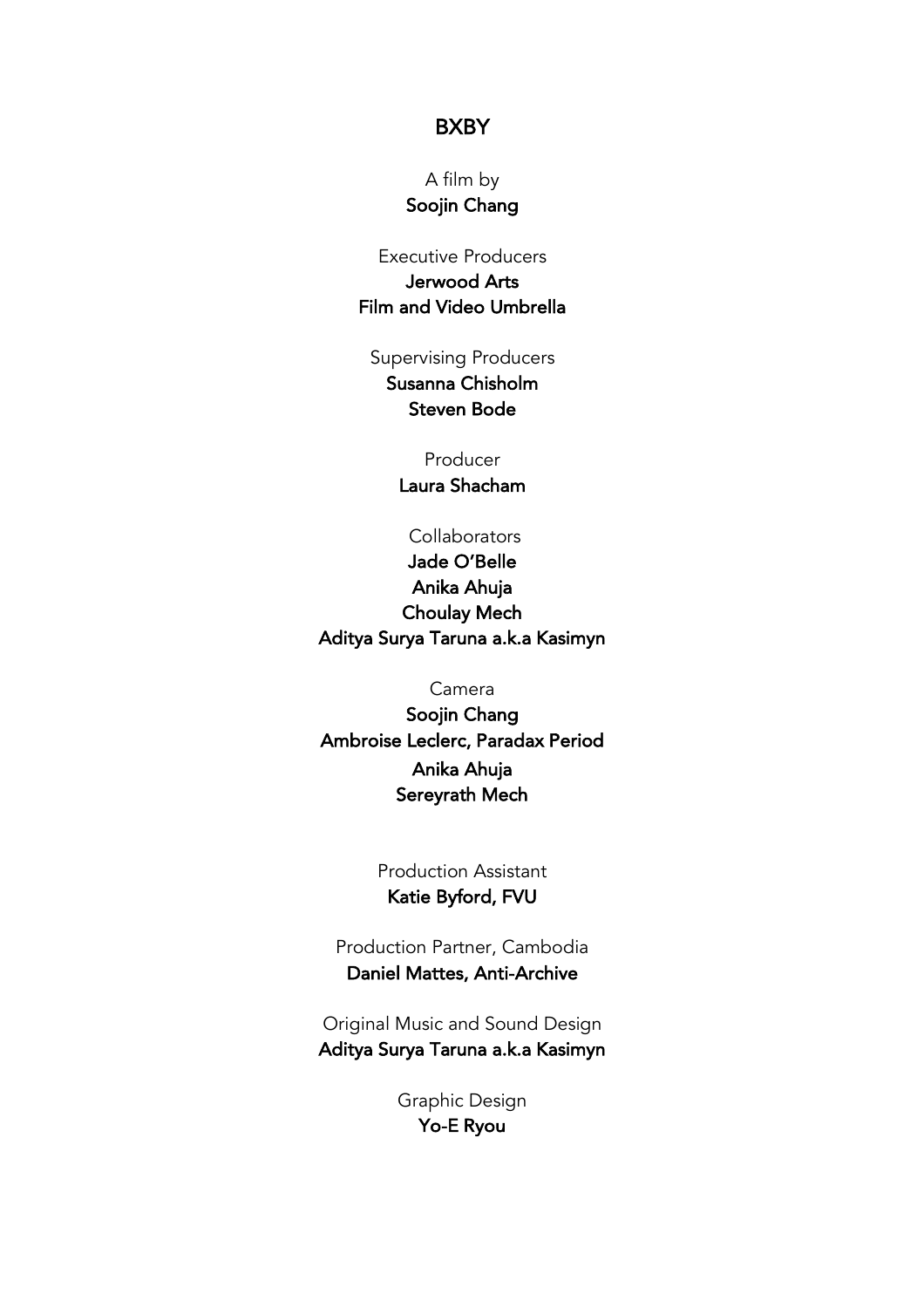# BXBY

A film by
**Soojin Chang**

Executive Producers
**Jerwood Arts**
**Film and Video Umbrella**

Supervising Producers
**Susanna Chisholm**
**Steven Bode**

Producer
**Laura Shacham**

Collaborators
**Jade O'Belle**
**Anika Ahuja**
**Choulay Mech**
**Aditya Surya Taruna a.k.a Kasimyn**

Camera
**Soojin Chang**
**Ambroise Leclerc, Paradax Period**
**Anika Ahuja**
**Sereyrath Mech**

Production Assistant
**Katie Byford, FVU**

Production Partner, Cambodia
**Daniel Mattes, Anti-Archive**

Original Music and Sound Design
**Aditya Surya Taruna a.k.a Kasimyn**

Graphic Design
**Yo-E Ryou**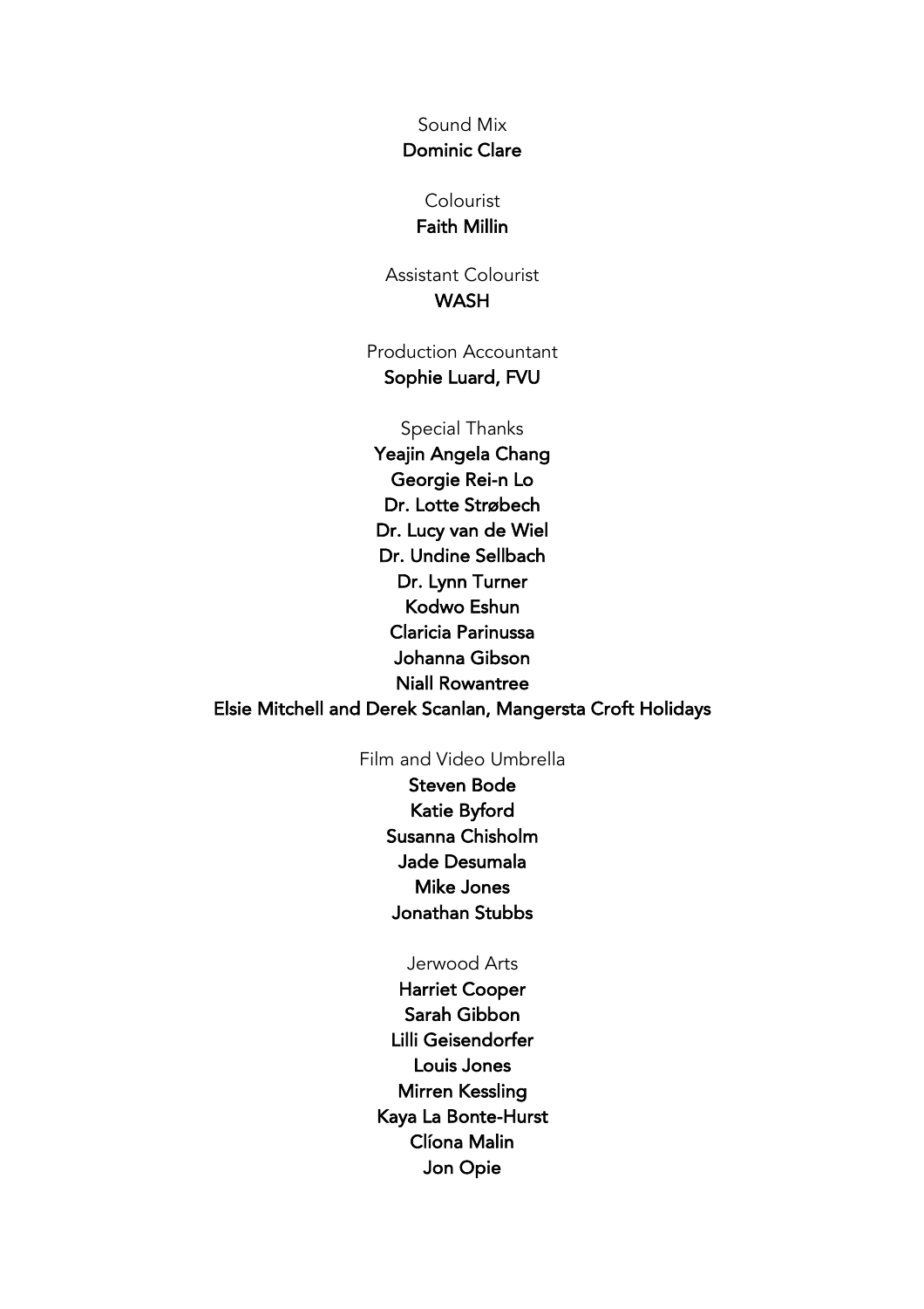Sound Mix
**Dominic Clare**

Colourist
**Faith Millin**

Assistant Colourist
**WASH**

Production Accountant
**Sophie Luard, FVU**

Special Thanks
**Yeajin Angela Chang**
**Georgie Rei-n Lo**
**Dr. Lotte Strøbech**
**Dr. Lucy van de Wiel**
**Dr. Undine Sellbach**
**Dr. Lynn Turner**
**Kodwo Eshun**
**Claricia Parinussa**
**Johanna Gibson**
**Niall Rowantree**
**Elsie Mitchell and Derek Scanlan, Mangersta Croft Holidays**

Film and Video Umbrella
**Steven Bode**
**Katie Byford**
**Susanna Chisholm**
**Jade Desumala**
**Mike Jones**
**Jonathan Stubbs**

Jerwood Arts
**Harriet Cooper**
**Sarah Gibbon**
**Lilli Geisendorfer**
**Louis Jones**
**Mirren Kessling**
**Kaya La Bonte-Hurst**
**Clíona Malin**
**Jon Opie**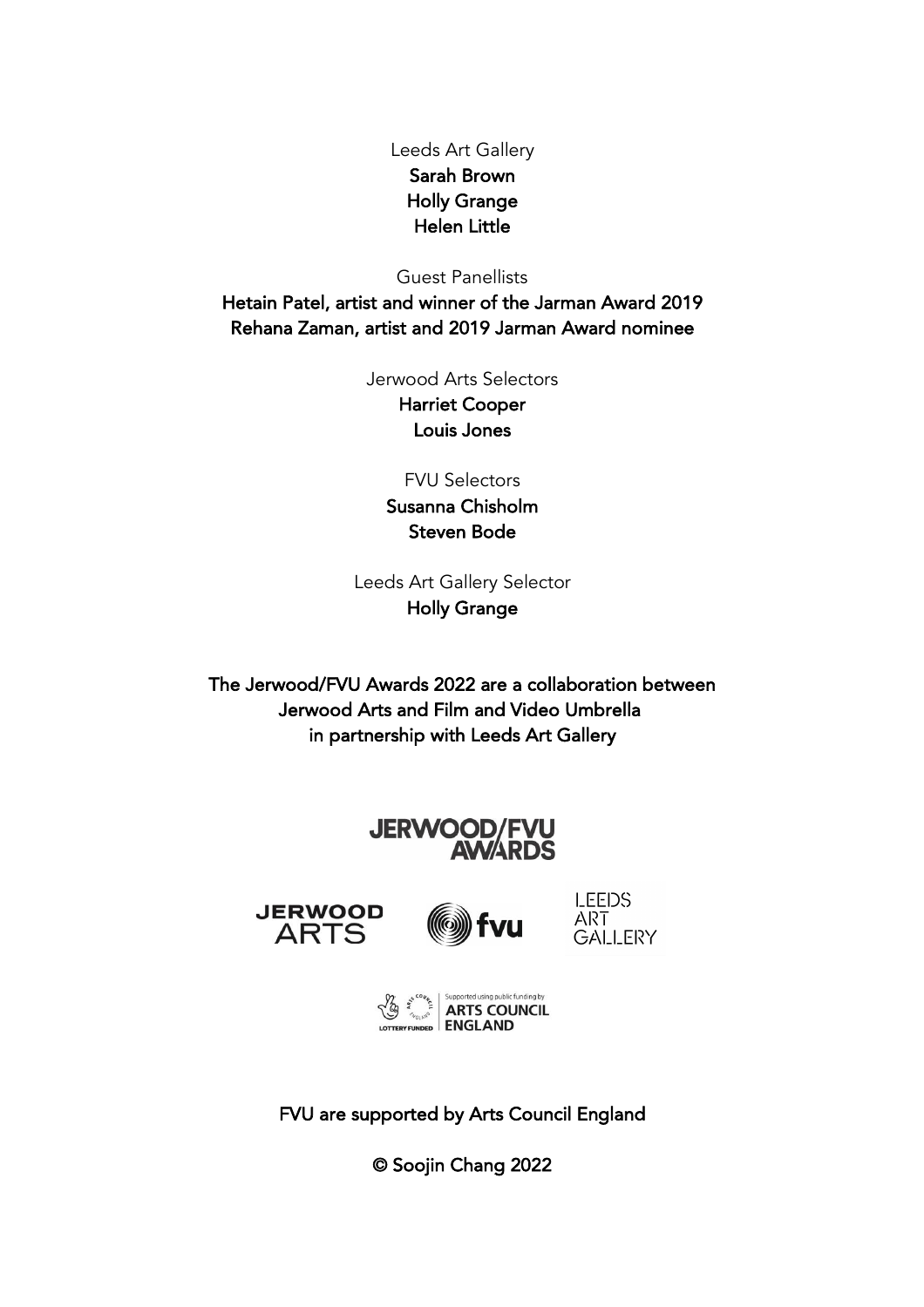Leeds Art Gallery
**Sarah Brown**
**Holly Grange**
**Helen Little**

Guest Panellists
**Hetain Patel, artist and winner of the Jarman Award 2019**
**Rehana Zaman, artist and 2019 Jarman Award nominee**

Jerwood Arts Selectors
**Harriet Cooper**
**Louis Jones**

FVU Selectors
**Susanna Chisholm**
**Steven Bode**

Leeds Art Gallery Selector
**Holly Grange**

**The Jerwood/FVU Awards 2022 are a collaboration between Jerwood Arts and Film and Video Umbrella in partnership with Leeds Art Gallery**

JERWOOD/FVU AWARDS

JERWOOD ARTS

fvu

LEEDS ART GALLERY

LOTTERY FUNDED | Supported using public funding by ARTS COUNCIL ENGLAND

**FVU are supported by Arts Council England**

**© Soojin Chang 2022**